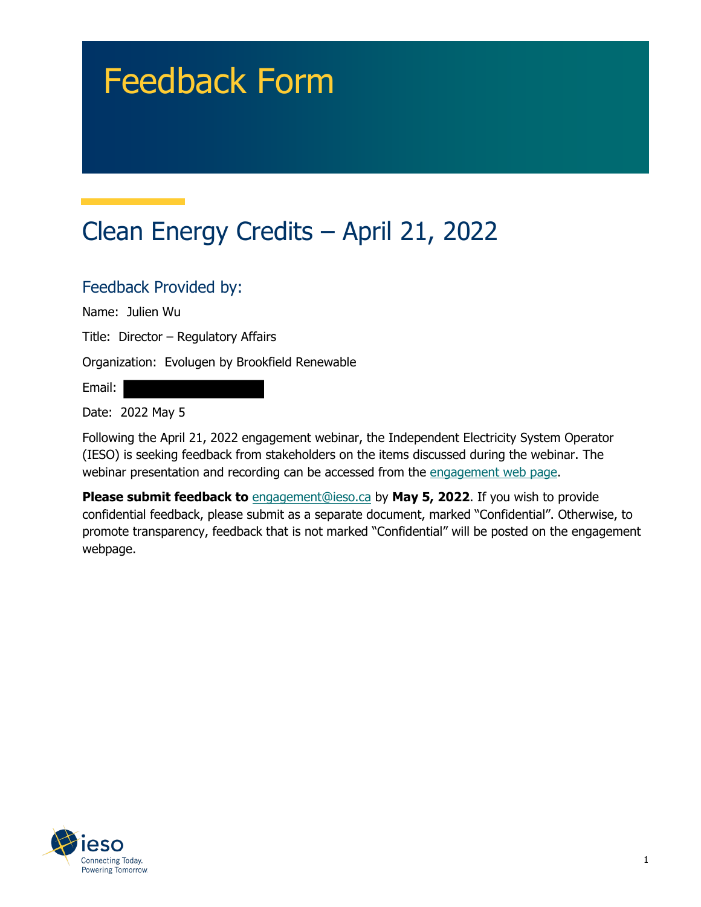# Feedback Form

## Clean Energy Credits – April 21, 2022

### Feedback Provided by:

Name: Julien Wu

Title: Director – Regulatory Affairs

Organization: Evolugen by Brookfield Renewable

Email:

Date: 2022 May 5

Following the April 21, 2022 engagement webinar, the Independent Electricity System Operator (IESO) is seeking feedback from stakeholders on the items discussed during the webinar. The webinar presentation and recording can be accessed from the engagement web page.

**Please submit feedback to** engagement@ieso.ca by **May 5, 2022**. If you wish to provide confidential feedback, please submit as a separate document, marked "Confidential". Otherwise, to promote transparency, feedback that is not marked "Confidential" will be posted on the engagement webpage.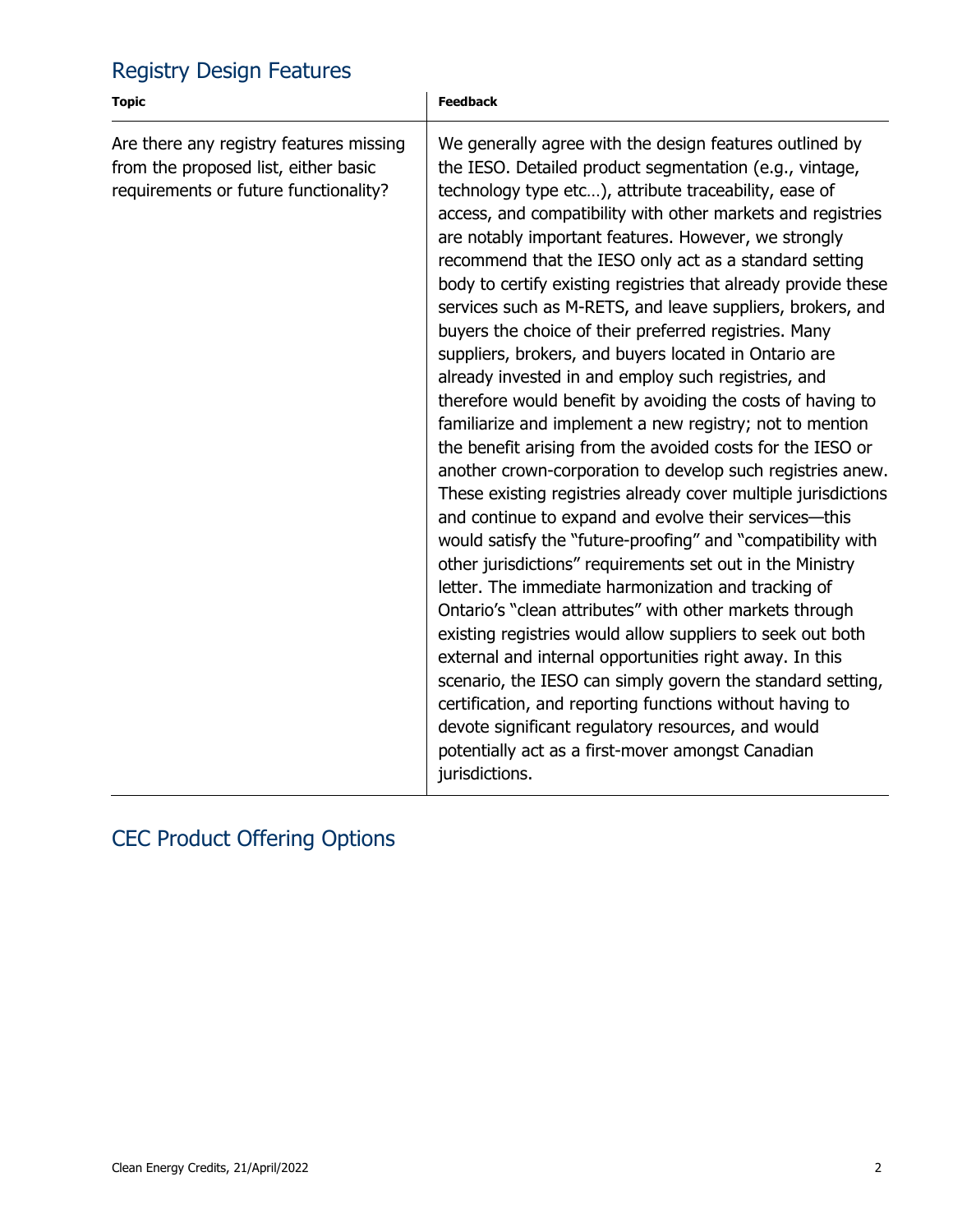## Registry Design Features

| Topic | Feedback |
| --- | --- |
| Are there any registry features missing from the proposed list, either basic requirements or future functionality? | We generally agree with the design features outlined by the IESO. Detailed product segmentation (e.g., vintage, technology type etc…), attribute traceability, ease of access, and compatibility with other markets and registries are notably important features. However, we strongly recommend that the IESO only act as a standard setting body to certify existing registries that already provide these services such as M-RETS, and leave suppliers, brokers, and buyers the choice of their preferred registries. Many suppliers, brokers, and buyers located in Ontario are already invested in and employ such registries, and therefore would benefit by avoiding the costs of having to familiarize and implement a new registry; not to mention the benefit arising from the avoided costs for the IESO or another crown-corporation to develop such registries anew. These existing registries already cover multiple jurisdictions and continue to expand and evolve their services—this would satisfy the "future-proofing" and "compatibility with other jurisdictions" requirements set out in the Ministry letter. The immediate harmonization and tracking of Ontario's "clean attributes" with other markets through existing registries would allow suppliers to seek out both external and internal opportunities right away. In this scenario, the IESO can simply govern the standard setting, certification, and reporting functions without having to devote significant regulatory resources, and would potentially act as a first-mover amongst Canadian jurisdictions. |

## CEC Product Offering Options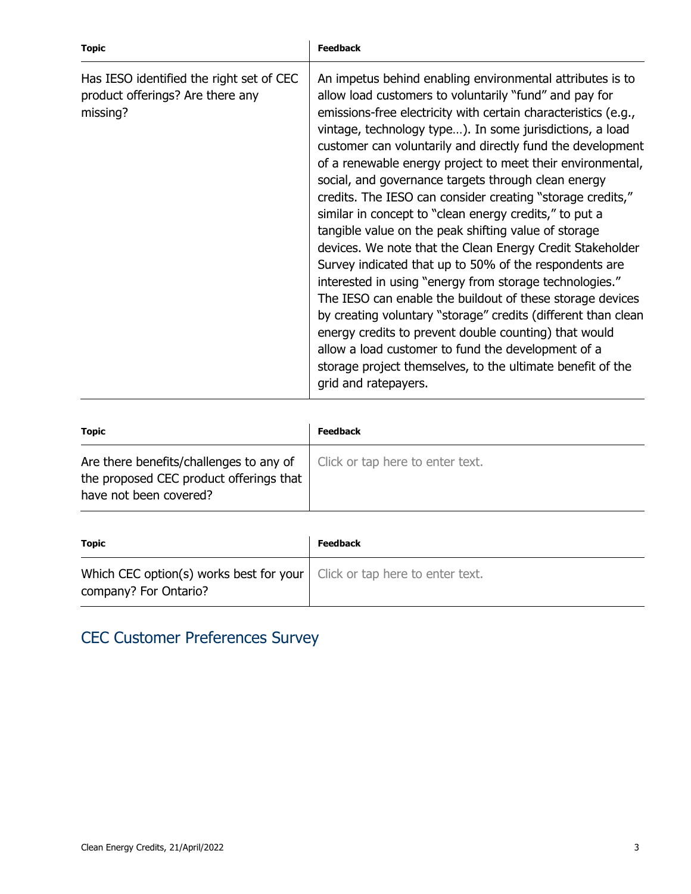| Topic | Feedback |
| --- | --- |
| Has IESO identified the right set of CEC product offerings? Are there any missing? | An impetus behind enabling environmental attributes is to allow load customers to voluntarily "fund" and pay for emissions-free electricity with certain characteristics (e.g., vintage, technology type…). In some jurisdictions, a load customer can voluntarily and directly fund the development of a renewable energy project to meet their environmental, social, and governance targets through clean energy credits. The IESO can consider creating "storage credits," similar in concept to "clean energy credits," to put a tangible value on the peak shifting value of storage devices. We note that the Clean Energy Credit Stakeholder Survey indicated that up to 50% of the respondents are interested in using "energy from storage technologies." The IESO can enable the buildout of these storage devices by creating voluntary "storage" credits (different than clean energy credits to prevent double counting) that would allow a load customer to fund the development of a storage project themselves, to the ultimate benefit of the grid and ratepayers. |

| Topic | Feedback |
| --- | --- |
| Are there benefits/challenges to any of the proposed CEC product offerings that have not been covered? | Click or tap here to enter text. |

| Topic | Feedback |
| --- | --- |
| Which CEC option(s) works best for your company? For Ontario? | Click or tap here to enter text. |

## CEC Customer Preferences Survey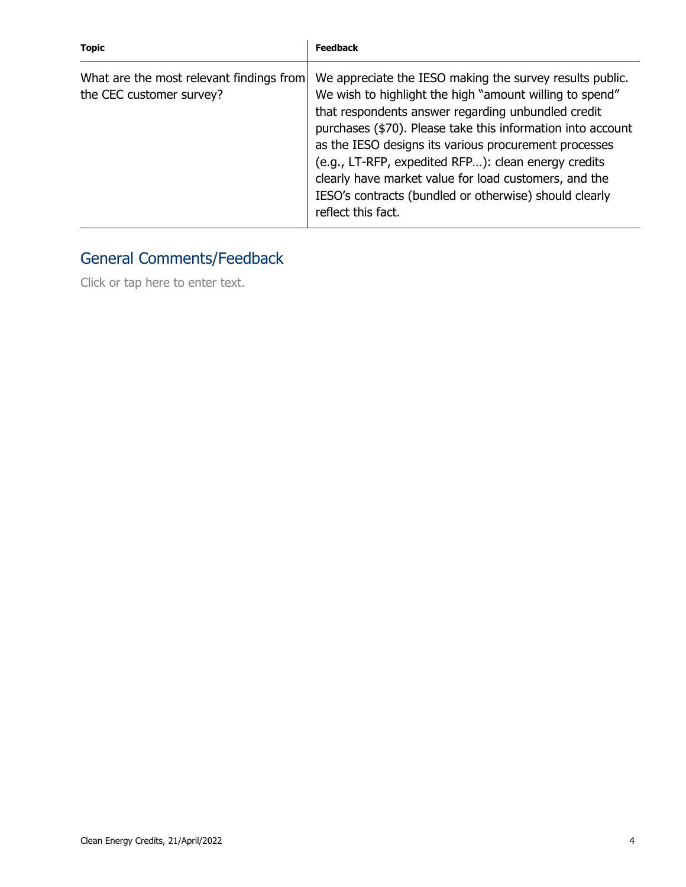| Topic | Feedback |
| --- | --- |
| What are the most relevant findings from the CEC customer survey? | We appreciate the IESO making the survey results public. We wish to highlight the high "amount willing to spend" that respondents answer regarding unbundled credit purchases ($70). Please take this information into account as the IESO designs its various procurement processes (e.g., LT-RFP, expedited RFP…): clean energy credits clearly have market value for load customers, and the IESO's contracts (bundled or otherwise) should clearly reflect this fact. |

## General Comments/Feedback

Click or tap here to enter text.